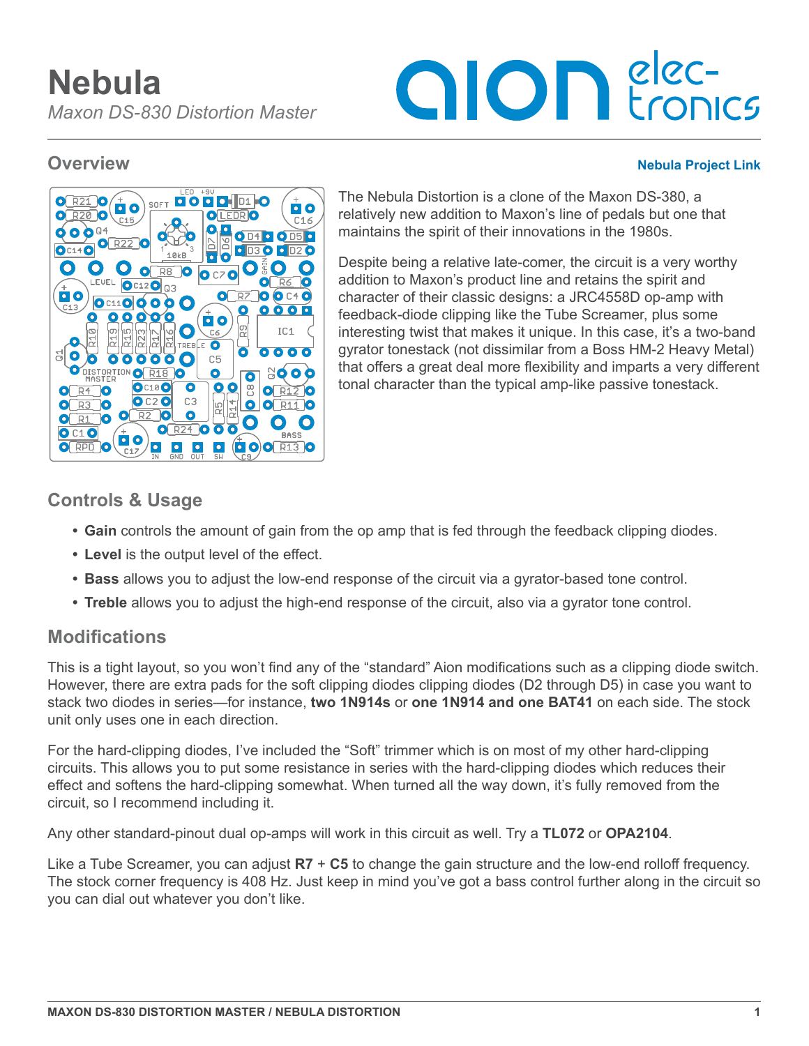# Nebula

*Maxon DS-830 Distortion Master*

## Overview

**Nebula Project Link**

The Nebula Distortion is a clone of the Maxon DS-380, a relatively new addition to Maxon's line of pedals but one that maintains the spirit of their innovations in the 1980s.

Despite being a relative late-comer, the circuit is a very worthy addition to Maxon's product line and retains the spirit and character of their classic designs: a JRC4558D op-amp with feedback-diode clipping like the Tube Screamer, plus some interesting twist that makes it unique. In this case, it's a two-band gyrator tonestack (not dissimilar from a Boss HM-2 Heavy Metal) that offers a great deal more flexibility and imparts a very different tonal character than the typical amp-like passive tonestack.

## Controls & Usage

- **Gain** controls the amount of gain from the op amp that is fed through the feedback clipping diodes.
- **Level** is the output level of the effect.
- **Bass** allows you to adjust the low-end response of the circuit via a gyrator-based tone control.
- **Treble** allows you to adjust the high-end response of the circuit, also via a gyrator tone control.

## Modifications

This is a tight layout, so you won't find any of the "standard" Aion modifications such as a clipping diode switch. However, there are extra pads for the soft clipping diodes clipping diodes (D2 through D5) in case you want to stack two diodes in series—for instance, **two 1N914s** or **one 1N914 and one BAT41** on each side. The stock unit only uses one in each direction.

For the hard-clipping diodes, I've included the "Soft" trimmer which is on most of my other hard-clipping circuits. This allows you to put some resistance in series with the hard-clipping diodes which reduces their effect and softens the hard-clipping somewhat. When turned all the way down, it's fully removed from the circuit, so I recommend including it.

Any other standard-pinout dual op-amps will work in this circuit as well. Try a **TL072** or **OPA2104**.

Like a Tube Screamer, you can adjust **R7** + **C5** to change the gain structure and the low-end rolloff frequency. The stock corner frequency is 408 Hz. Just keep in mind you've got a bass control further along in the circuit so you can dial out whatever you don't like.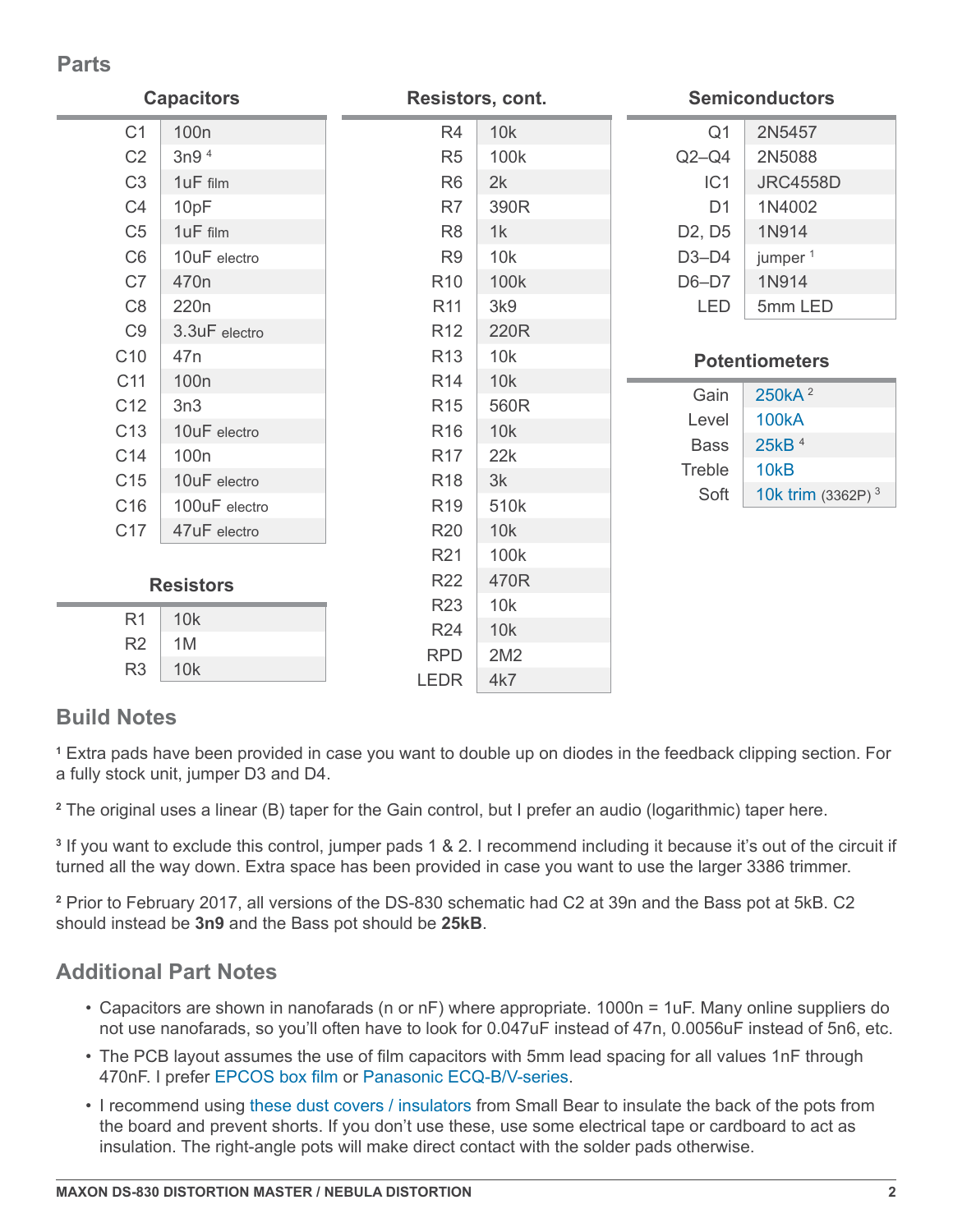## Parts

### Capacitors

| | |
|---|---|
| C1 | 100n |
| C2 | 3n9 [4] |
| C3 | 1uF film |
| C4 | 10pF |
| C5 | 1uF film |
| C6 | 10uF electro |
| C7 | 470n |
| C8 | 220n |
| C9 | 3.3uF electro |
| C10 | 47n |
| C11 | 100n |
| C12 | 3n3 |
| C13 | 10uF electro |
| C14 | 100n |
| C15 | 10uF electro |
| C16 | 100uF electro |
| C17 | 47uF electro |

### Resistors

| | |
|---|---|
| R1 | 10k |
| R2 | 1M |
| R3 | 10k |

### Resistors, cont.

| | |
|---|---|
| R4 | 10k |
| R5 | 100k |
| R6 | 2k |
| R7 | 390R |
| R8 | 1k |
| R9 | 10k |
| R10 | 100k |
| R11 | 3k9 |
| R12 | 220R |
| R13 | 10k |
| R14 | 10k |
| R15 | 560R |
| R16 | 10k |
| R17 | 22k |
| R18 | 3k |
| R19 | 510k |
| R20 | 10k |
| R21 | 100k |
| R22 | 470R |
| R23 | 10k |
| R24 | 10k |
| RPD | 2M2 |
| LEDR | 4k7 |

### Semiconductors

| | |
|---|---|
| Q1 | 2N5457 |
| Q2–Q4 | 2N5088 |
| IC1 | JRC4558D |
| D1 | 1N4002 |
| D2, D5 | 1N914 |
| D3–D4 | jumper [1] |
| D6–D7 | 1N914 |
| LED | 5mm LED |

### Potentiometers

| | |
|---|---|
| Gain | 250kA [2] |
| Level | 100kA |
| Bass | 25kB [4] |
| Treble | 10kB |
| Soft | 10k trim (3362P) [3] |

## Build Notes

[1] Extra pads have been provided in case you want to double up on diodes in the feedback clipping section. For a fully stock unit, jumper D3 and D4.

[2] The original uses a linear (B) taper for the Gain control, but I prefer an audio (logarithmic) taper here.

[3] If you want to exclude this control, jumper pads 1 & 2. I recommend including it because it's out of the circuit if turned all the way down. Extra space has been provided in case you want to use the larger 3386 trimmer.

[2] Prior to February 2017, all versions of the DS-830 schematic had C2 at 39n and the Bass pot at 5kB. C2 should instead be **3n9** and the Bass pot should be **25kB**.

## Additional Part Notes

- Capacitors are shown in nanofarads (n or nF) where appropriate. 1000n = 1uF. Many online suppliers do not use nanofarads, so you'll often have to look for 0.047uF instead of 47n, 0.0056uF instead of 5n6, etc.
- The PCB layout assumes the use of film capacitors with 5mm lead spacing for all values 1nF through 470nF. I prefer EPCOS box film or Panasonic ECQ-B/V-series.
- I recommend using these dust covers / insulators from Small Bear to insulate the back of the pots from the board and prevent shorts. If you don't use these, use some electrical tape or cardboard to act as insulation. The right-angle pots will make direct contact with the solder pads otherwise.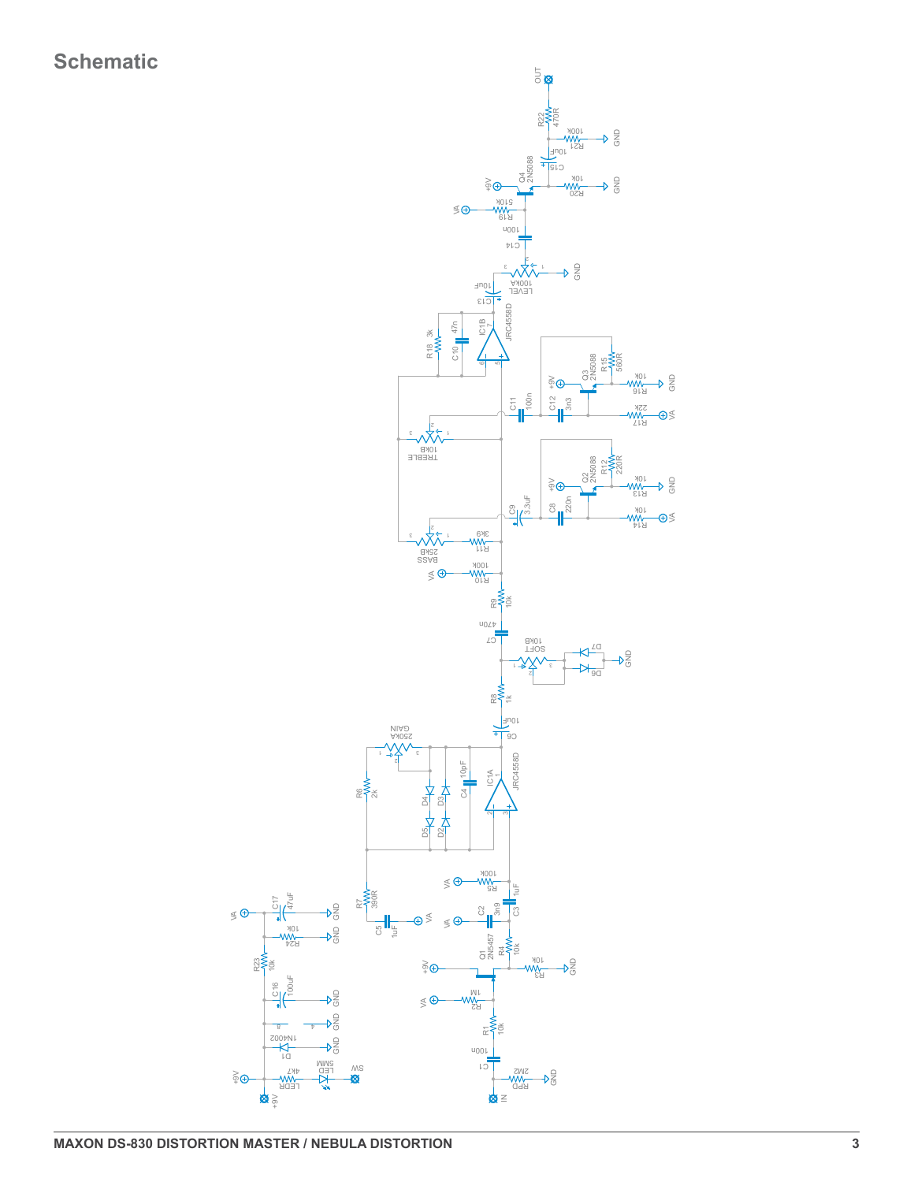# Schematic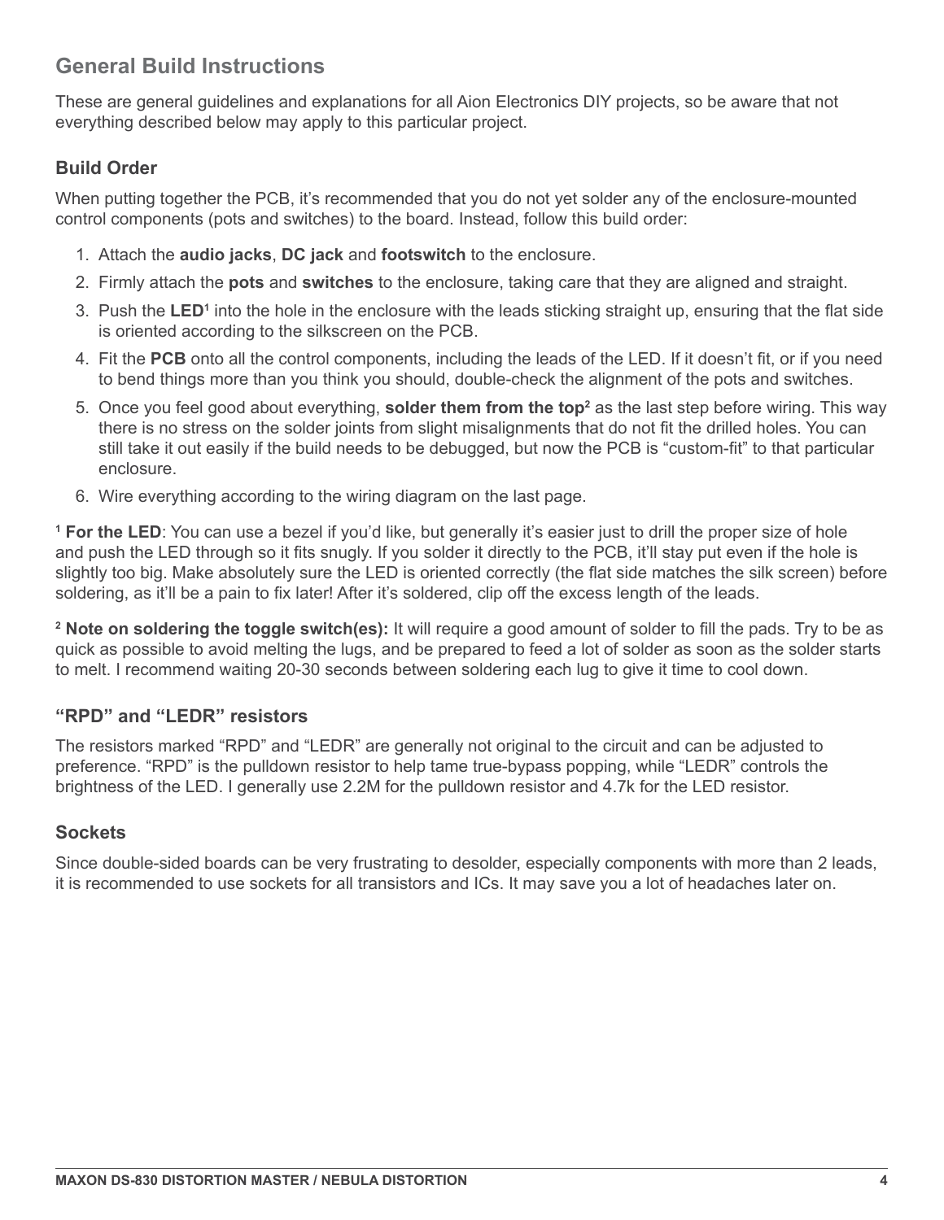## General Build Instructions

These are general guidelines and explanations for all Aion Electronics DIY projects, so be aware that not everything described below may apply to this particular project.

### Build Order

When putting together the PCB, it's recommended that you do not yet solder any of the enclosure-mounted control components (pots and switches) to the board. Instead, follow this build order:

1. Attach the **audio jacks**, **DC jack** and **footswitch** to the enclosure.
2. Firmly attach the **pots** and **switches** to the enclosure, taking care that they are aligned and straight.
3. Push the **LED**[1] into the hole in the enclosure with the leads sticking straight up, ensuring that the flat side is oriented according to the silkscreen on the PCB.
4. Fit the **PCB** onto all the control components, including the leads of the LED. If it doesn't fit, or if you need to bend things more than you think you should, double-check the alignment of the pots and switches.
5. Once you feel good about everything, **solder them from the top**[2] as the last step before wiring. This way there is no stress on the solder joints from slight misalignments that do not fit the drilled holes. You can still take it out easily if the build needs to be debugged, but now the PCB is "custom-fit" to that particular enclosure.
6. Wire everything according to the wiring diagram on the last page.

[1] **For the LED**: You can use a bezel if you'd like, but generally it's easier just to drill the proper size of hole and push the LED through so it fits snugly. If you solder it directly to the PCB, it'll stay put even if the hole is slightly too big. Make absolutely sure the LED is oriented correctly (the flat side matches the silk screen) before soldering, as it'll be a pain to fix later! After it's soldered, clip off the excess length of the leads.

[2] **Note on soldering the toggle switch(es):** It will require a good amount of solder to fill the pads. Try to be as quick as possible to avoid melting the lugs, and be prepared to feed a lot of solder as soon as the solder starts to melt. I recommend waiting 20-30 seconds between soldering each lug to give it time to cool down.

### "RPD" and "LEDR" resistors

The resistors marked "RPD" and "LEDR" are generally not original to the circuit and can be adjusted to preference. "RPD" is the pulldown resistor to help tame true-bypass popping, while "LEDR" controls the brightness of the LED. I generally use 2.2M for the pulldown resistor and 4.7k for the LED resistor.

### Sockets

Since double-sided boards can be very frustrating to desolder, especially components with more than 2 leads, it is recommended to use sockets for all transistors and ICs. It may save you a lot of headaches later on.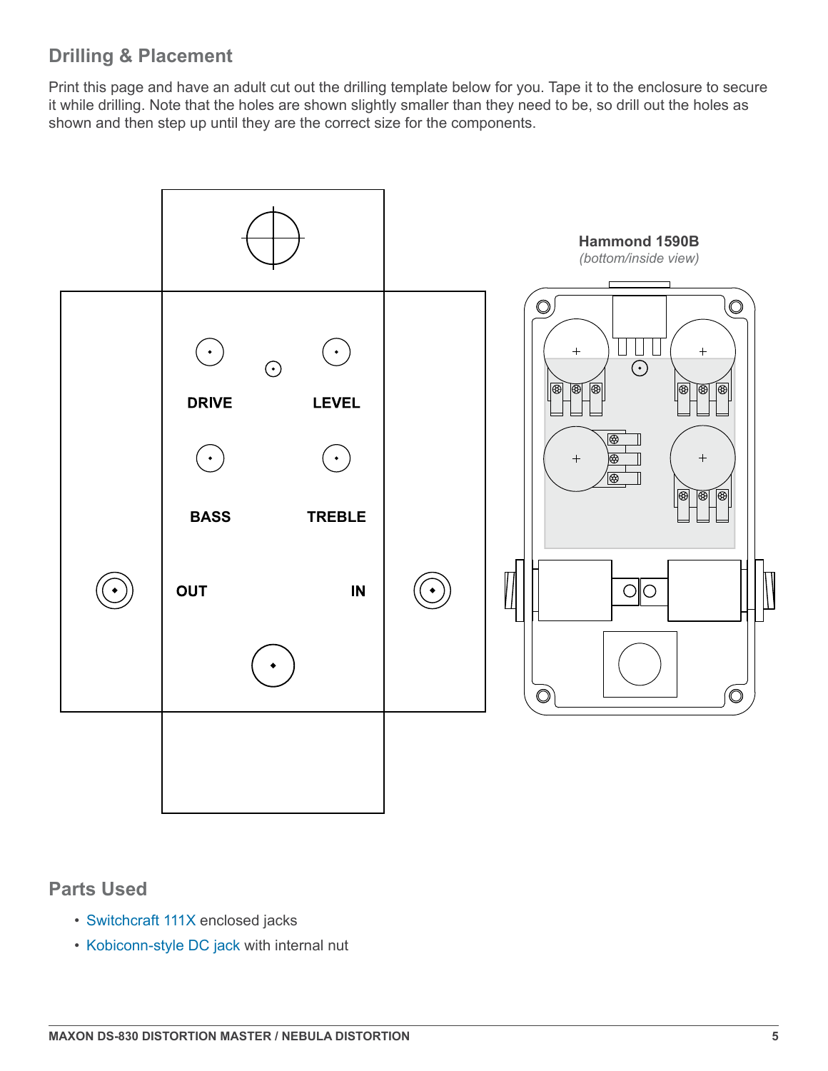## Drilling & Placement

Print this page and have an adult cut out the drilling template below for you. Tape it to the enclosure to secure it while drilling. Note that the holes are shown slightly smaller than they need to be, so drill out the holes as shown and then step up until they are the correct size for the components.

DRIVE

LEVEL

BASS

TREBLE

OUT

IN

**Hammond 1590B**
*(bottom/inside view)*

## Parts Used

- Switchcraft 111X enclosed jacks
- Kobiconn-style DC jack with internal nut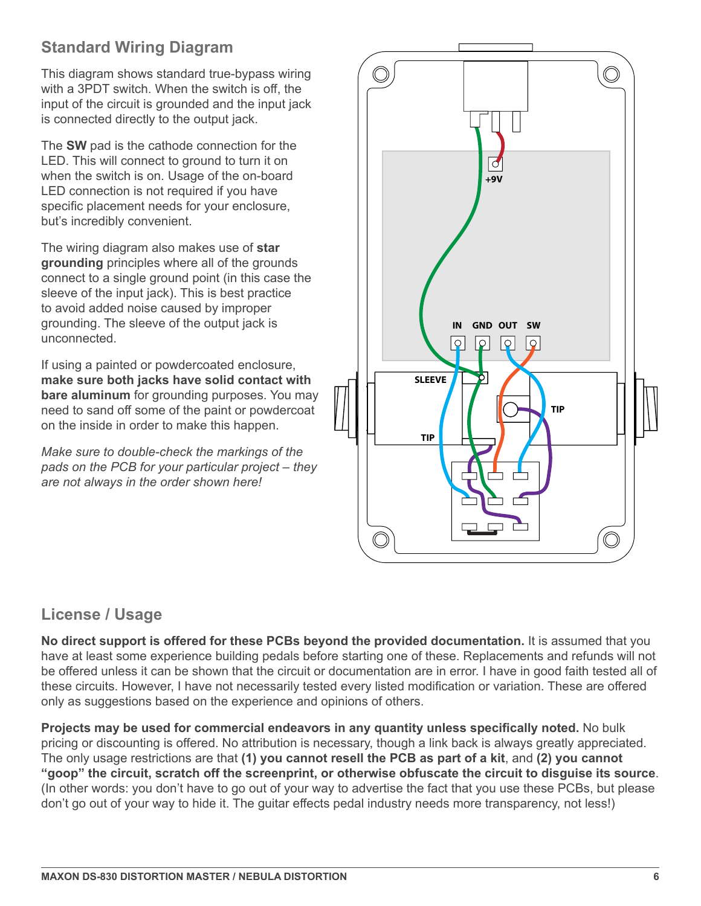## Standard Wiring Diagram

This diagram shows standard true-bypass wiring with a 3PDT switch. When the switch is off, the input of the circuit is grounded and the input jack is connected directly to the output jack.

The **SW** pad is the cathode connection for the LED. This will connect to ground to turn it on when the switch is on. Usage of the on-board LED connection is not required if you have specific placement needs for your enclosure, but's incredibly convenient.

The wiring diagram also makes use of **star grounding** principles where all of the grounds connect to a single ground point (in this case the sleeve of the input jack). This is best practice to avoid added noise caused by improper grounding. The sleeve of the output jack is unconnected.

If using a painted or powdercoated enclosure, **make sure both jacks have solid contact with bare aluminum** for grounding purposes. You may need to sand off some of the paint or powdercoat on the inside in order to make this happen.

*Make sure to double-check the markings of the pads on the PCB for your particular project – they are not always in the order shown here!*

+9V

IN GND OUT SW

SLEEVE

TIP

TIP

## License / Usage

**No direct support is offered for these PCBs beyond the provided documentation.** It is assumed that you have at least some experience building pedals before starting one of these. Replacements and refunds will not be offered unless it can be shown that the circuit or documentation are in error. I have in good faith tested all of these circuits. However, I have not necessarily tested every listed modification or variation. These are offered only as suggestions based on the experience and opinions of others.

**Projects may be used for commercial endeavors in any quantity unless specifically noted.** No bulk pricing or discounting is offered. No attribution is necessary, though a link back is always greatly appreciated. The only usage restrictions are that **(1) you cannot resell the PCB as part of a kit**, and **(2) you cannot "goop" the circuit, scratch off the screenprint, or otherwise obfuscate the circuit to disguise its source**. (In other words: you don't have to go out of your way to advertise the fact that you use these PCBs, but please don't go out of your way to hide it. The guitar effects pedal industry needs more transparency, not less!)